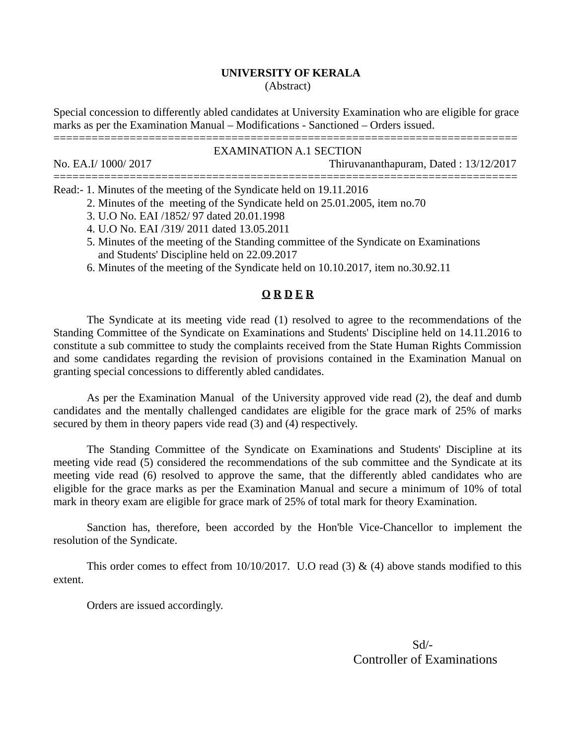**UNIVERSITY OF KERALA**

(Abstract)

Special concession to differently abled candidates at University Examination who are eligible for grace marks as per the Examination Manual – Modifications - Sanctioned – Orders issued.

==========================================================================

EXAMINATION A.1 SECTION

No. EA.I/ 1000/ 2017 Thiruvananthapuram, Dated : 13/12/2017

==========================================================================

Read:- 1. Minutes of the meeting of the Syndicate held on 19.11.2016

2. Minutes of the meeting of the Syndicate held on 25.01.2005, item no.70
3. U.O No. EAI /1852/ 97 dated 20.01.1998
4. U.O No. EAI /319/ 2011 dated 13.05.2011
5. Minutes of the meeting of the Standing committee of the Syndicate on Examinations and Students' Discipline held on 22.09.2017
6. Minutes of the meeting of the Syndicate held on 10.10.2017, item no.30.92.11

**O R D E R**

The Syndicate at its meeting vide read (1) resolved to agree to the recommendations of the Standing Committee of the Syndicate on Examinations and Students' Discipline held on 14.11.2016 to constitute a sub committee to study the complaints received from the State Human Rights Commission and some candidates regarding the revision of provisions contained in the Examination Manual on granting special concessions to differently abled candidates.

As per the Examination Manual of the University approved vide read (2), the deaf and dumb candidates and the mentally challenged candidates are eligible for the grace mark of 25% of marks secured by them in theory papers vide read (3) and (4) respectively.

The Standing Committee of the Syndicate on Examinations and Students' Discipline at its meeting vide read (5) considered the recommendations of the sub committee and the Syndicate at its meeting vide read (6) resolved to approve the same, that the differently abled candidates who are eligible for the grace marks as per the Examination Manual and secure a minimum of 10% of total mark in theory exam are eligible for grace mark of 25% of total mark for theory Examination.

Sanction has, therefore, been accorded by the Hon'ble Vice-Chancellor to implement the resolution of the Syndicate.

This order comes to effect from 10/10/2017. U.O read (3) & (4) above stands modified to this extent.

Orders are issued accordingly.

Sd/-

Controller of Examinations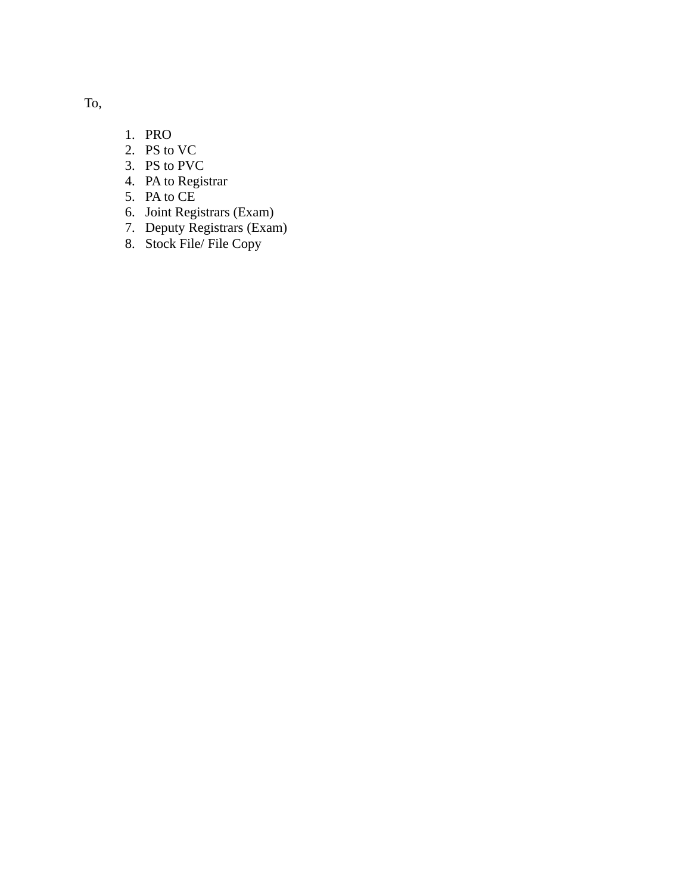To,

1. PRO
2. PS to VC
3. PS to PVC
4. PA to Registrar
5. PA to CE
6. Joint Registrars (Exam)
7. Deputy Registrars (Exam)
8. Stock File/ File Copy